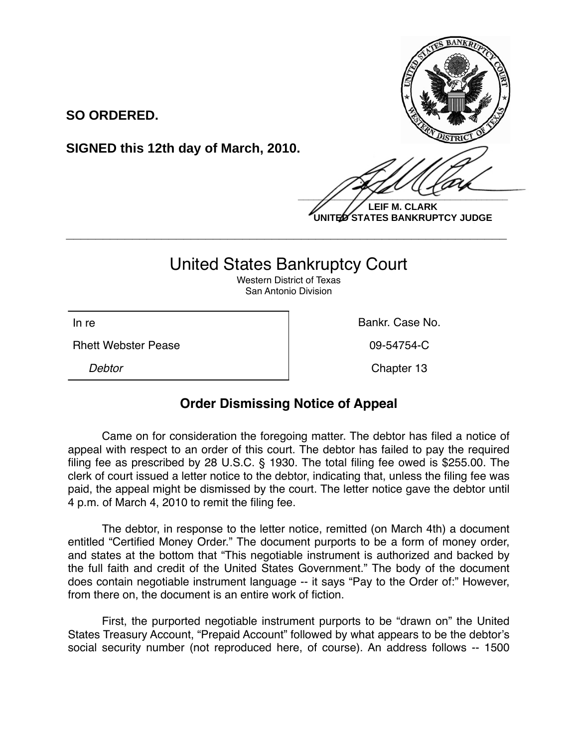**SO ORDERED.**

**SIGNED this 12th day of March, 2010.**

**LEIF M. CLARK**
**UNITED STATES BANKRUPTCY JUDGE**

---

# United States Bankruptcy Court

Western District of Texas
San Antonio Division

| In re | Bankr. Case No. |
|---|---|
| Rhett Webster Pease | 09-54754-C |
| *Debtor* | Chapter 13 |

## Order Dismissing Notice of Appeal

Came on for consideration the foregoing matter. The debtor has filed a notice of appeal with respect to an order of this court. The debtor has failed to pay the required filing fee as prescribed by 28 U.S.C. § 1930. The total filing fee owed is $255.00. The clerk of court issued a letter notice to the debtor, indicating that, unless the filing fee was paid, the appeal might be dismissed by the court. The letter notice gave the debtor until 4 p.m. of March 4, 2010 to remit the filing fee.

The debtor, in response to the letter notice, remitted (on March 4th) a document entitled "Certified Money Order." The document purports to be a form of money order, and states at the bottom that "This negotiable instrument is authorized and backed by the full faith and credit of the United States Government." The body of the document does contain negotiable instrument language -- it says "Pay to the Order of:" However, from there on, the document is an entire work of fiction.

First, the purported negotiable instrument purports to be "drawn on" the United States Treasury Account, "Prepaid Account" followed by what appears to be the debtor's social security number (not reproduced here, of course). An address follows -- 1500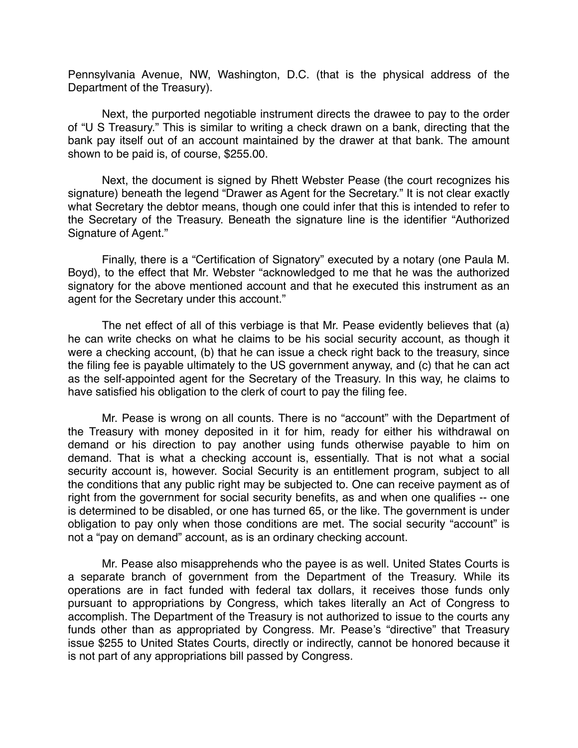Pennsylvania Avenue, NW, Washington, D.C. (that is the physical address of the Department of the Treasury).

Next, the purported negotiable instrument directs the drawee to pay to the order of "U S Treasury." This is similar to writing a check drawn on a bank, directing that the bank pay itself out of an account maintained by the drawer at that bank. The amount shown to be paid is, of course, $255.00.

Next, the document is signed by Rhett Webster Pease (the court recognizes his signature) beneath the legend "Drawer as Agent for the Secretary." It is not clear exactly what Secretary the debtor means, though one could infer that this is intended to refer to the Secretary of the Treasury. Beneath the signature line is the identifier "Authorized Signature of Agent."

Finally, there is a "Certification of Signatory" executed by a notary (one Paula M. Boyd), to the effect that Mr. Webster "acknowledged to me that he was the authorized signatory for the above mentioned account and that he executed this instrument as an agent for the Secretary under this account."

The net effect of all of this verbiage is that Mr. Pease evidently believes that (a) he can write checks on what he claims to be his social security account, as though it were a checking account, (b) that he can issue a check right back to the treasury, since the filing fee is payable ultimately to the US government anyway, and (c) that he can act as the self-appointed agent for the Secretary of the Treasury. In this way, he claims to have satisfied his obligation to the clerk of court to pay the filing fee.

Mr. Pease is wrong on all counts. There is no "account" with the Department of the Treasury with money deposited in it for him, ready for either his withdrawal on demand or his direction to pay another using funds otherwise payable to him on demand. That is what a checking account is, essentially. That is not what a social security account is, however. Social Security is an entitlement program, subject to all the conditions that any public right may be subjected to. One can receive payment as of right from the government for social security benefits, as and when one qualifies -- one is determined to be disabled, or one has turned 65, or the like. The government is under obligation to pay only when those conditions are met. The social security "account" is not a "pay on demand" account, as is an ordinary checking account.

Mr. Pease also misapprehends who the payee is as well. United States Courts is a separate branch of government from the Department of the Treasury. While its operations are in fact funded with federal tax dollars, it receives those funds only pursuant to appropriations by Congress, which takes literally an Act of Congress to accomplish. The Department of the Treasury is not authorized to issue to the courts any funds other than as appropriated by Congress. Mr. Pease's "directive" that Treasury issue $255 to United States Courts, directly or indirectly, cannot be honored because it is not part of any appropriations bill passed by Congress.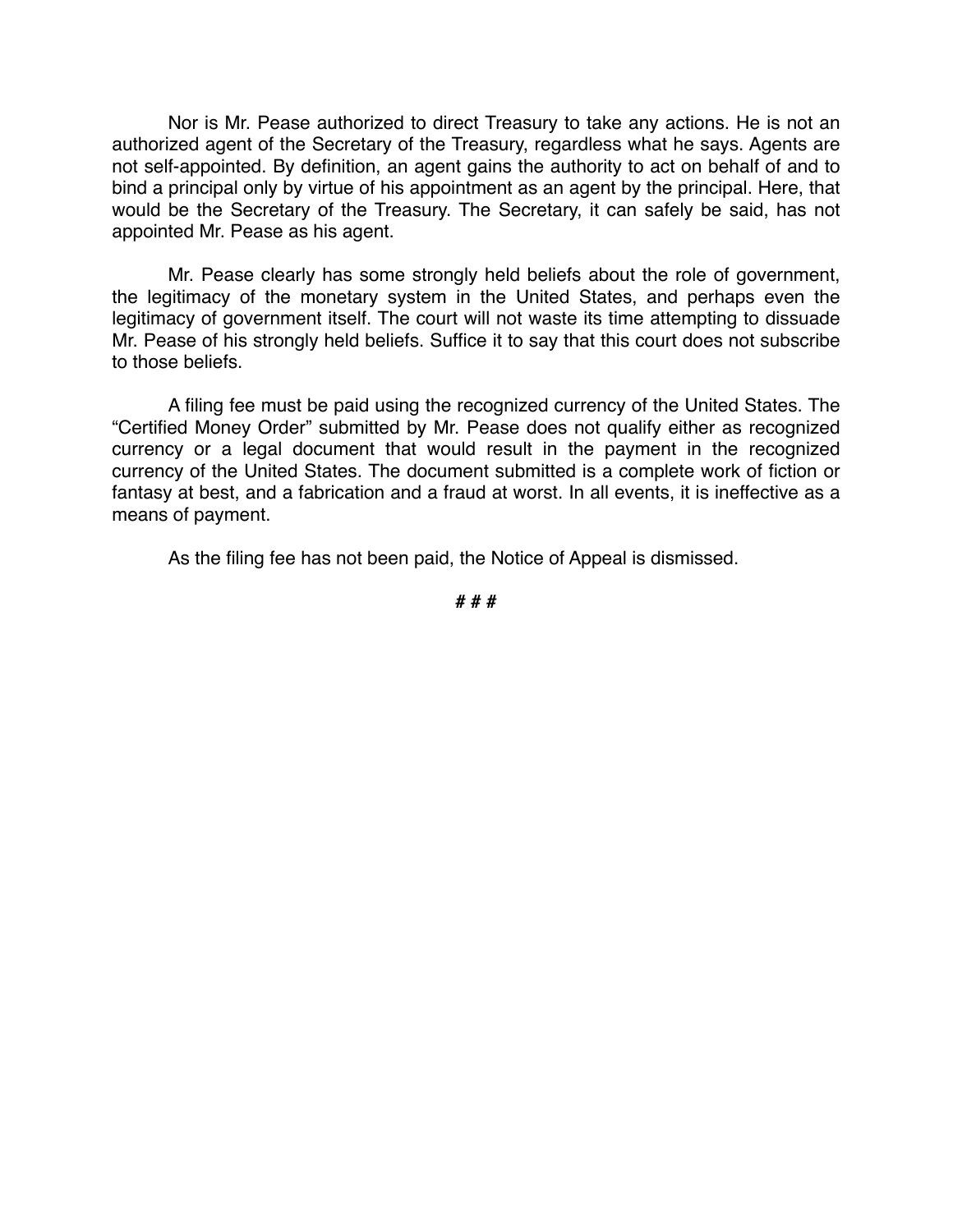Nor is Mr. Pease authorized to direct Treasury to take any actions. He is not an authorized agent of the Secretary of the Treasury, regardless what he says. Agents are not self-appointed. By definition, an agent gains the authority to act on behalf of and to bind a principal only by virtue of his appointment as an agent by the principal. Here, that would be the Secretary of the Treasury. The Secretary, it can safely be said, has not appointed Mr. Pease as his agent.

Mr. Pease clearly has some strongly held beliefs about the role of government, the legitimacy of the monetary system in the United States, and perhaps even the legitimacy of government itself. The court will not waste its time attempting to dissuade Mr. Pease of his strongly held beliefs. Suffice it to say that this court does not subscribe to those beliefs.

A filing fee must be paid using the recognized currency of the United States. The "Certified Money Order" submitted by Mr. Pease does not qualify either as recognized currency or a legal document that would result in the payment in the recognized currency of the United States. The document submitted is a complete work of fiction or fantasy at best, and a fabrication and a fraud at worst. In all events, it is ineffective as a means of payment.

As the filing fee has not been paid, the Notice of Appeal is dismissed.

**# # #**